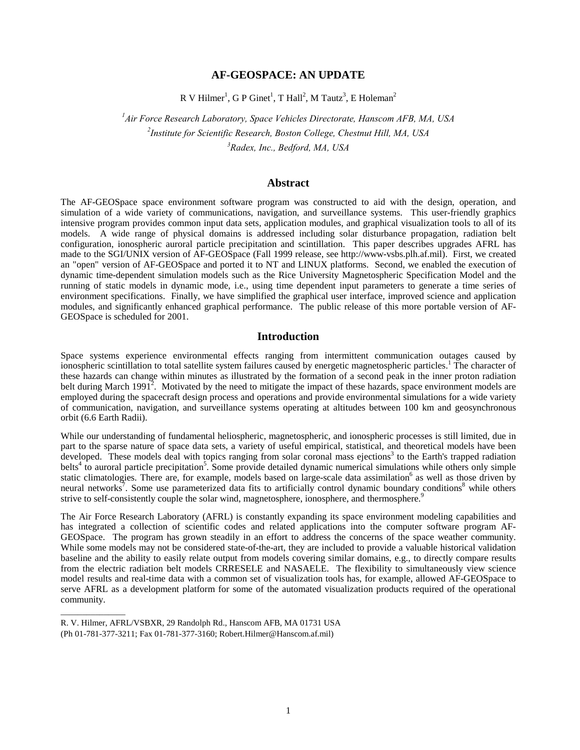# AF-GEOSPACE: AN UPDATE

R V Hilmer[1], G P Ginet[1], T Hall[2], M Tautz[3], E Holeman[2]

*[1]Air Force Research Laboratory, Space Vehicles Directorate, Hanscom AFB, MA, USA*
*[2]Institute for Scientific Research, Boston College, Chestnut Hill, MA, USA*
*[3]Radex, Inc., Bedford, MA, USA*

## Abstract

The AF-GEOSpace space environment software program was constructed to aid with the design, operation, and simulation of a wide variety of communications, navigation, and surveillance systems. This user-friendly graphics intensive program provides common input data sets, application modules, and graphical visualization tools to all of its models. A wide range of physical domains is addressed including solar disturbance propagation, radiation belt configuration, ionospheric auroral particle precipitation and scintillation. This paper describes upgrades AFRL has made to the SGI/UNIX version of AF-GEOSpace (Fall 1999 release, see http://www-vsbs.plh.af.mil). First, we created an "open" version of AF-GEOSpace and ported it to NT and LINUX platforms. Second, we enabled the execution of dynamic time-dependent simulation models such as the Rice University Magnetospheric Specification Model and the running of static models in dynamic mode, i.e., using time dependent input parameters to generate a time series of environment specifications. Finally, we have simplified the graphical user interface, improved science and application modules, and significantly enhanced graphical performance. The public release of this more portable version of AF-GEOSpace is scheduled for 2001.

## Introduction

Space systems experience environmental effects ranging from intermittent communication outages caused by ionospheric scintillation to total satellite system failures caused by energetic magnetospheric particles.[1] The character of these hazards can change within minutes as illustrated by the formation of a second peak in the inner proton radiation belt during March 1991[2]. Motivated by the need to mitigate the impact of these hazards, space environment models are employed during the spacecraft design process and operations and provide environmental simulations for a wide variety of communication, navigation, and surveillance systems operating at altitudes between 100 km and geosynchronous orbit (6.6 Earth Radii).

While our understanding of fundamental heliospheric, magnetospheric, and ionospheric processes is still limited, due in part to the sparse nature of space data sets, a variety of useful empirical, statistical, and theoretical models have been developed. These models deal with topics ranging from solar coronal mass ejections[3] to the Earth's trapped radiation belts[4] to auroral particle precipitation[5]. Some provide detailed dynamic numerical simulations while others only simple static climatologies. There are, for example, models based on large-scale data assimilation[6] as well as those driven by neural networks[7]. Some use parameterized data fits to artificially control dynamic boundary conditions[8] while others strive to self-consistently couple the solar wind, magnetosphere, ionosphere, and thermosphere.[9]

The Air Force Research Laboratory (AFRL) is constantly expanding its space environment modeling capabilities and has integrated a collection of scientific codes and related applications into the computer software program AF-GEOSpace. The program has grown steadily in an effort to address the concerns of the space weather community. While some models may not be considered state-of-the-art, they are included to provide a valuable historical validation baseline and the ability to easily relate output from models covering similar domains, e.g., to directly compare results from the electric radiation belt models CRRESELE and NASAELE. The flexibility to simultaneously view science model results and real-time data with a common set of visualization tools has, for example, allowed AF-GEOSpace to serve AFRL as a development platform for some of the automated visualization products required of the operational community.

---

R. V. Hilmer, AFRL/VSBXR, 29 Randolph Rd., Hanscom AFB, MA 01731 USA
(Ph 01-781-377-3211; Fax 01-781-377-3160; Robert.Hilmer@Hanscom.af.mil)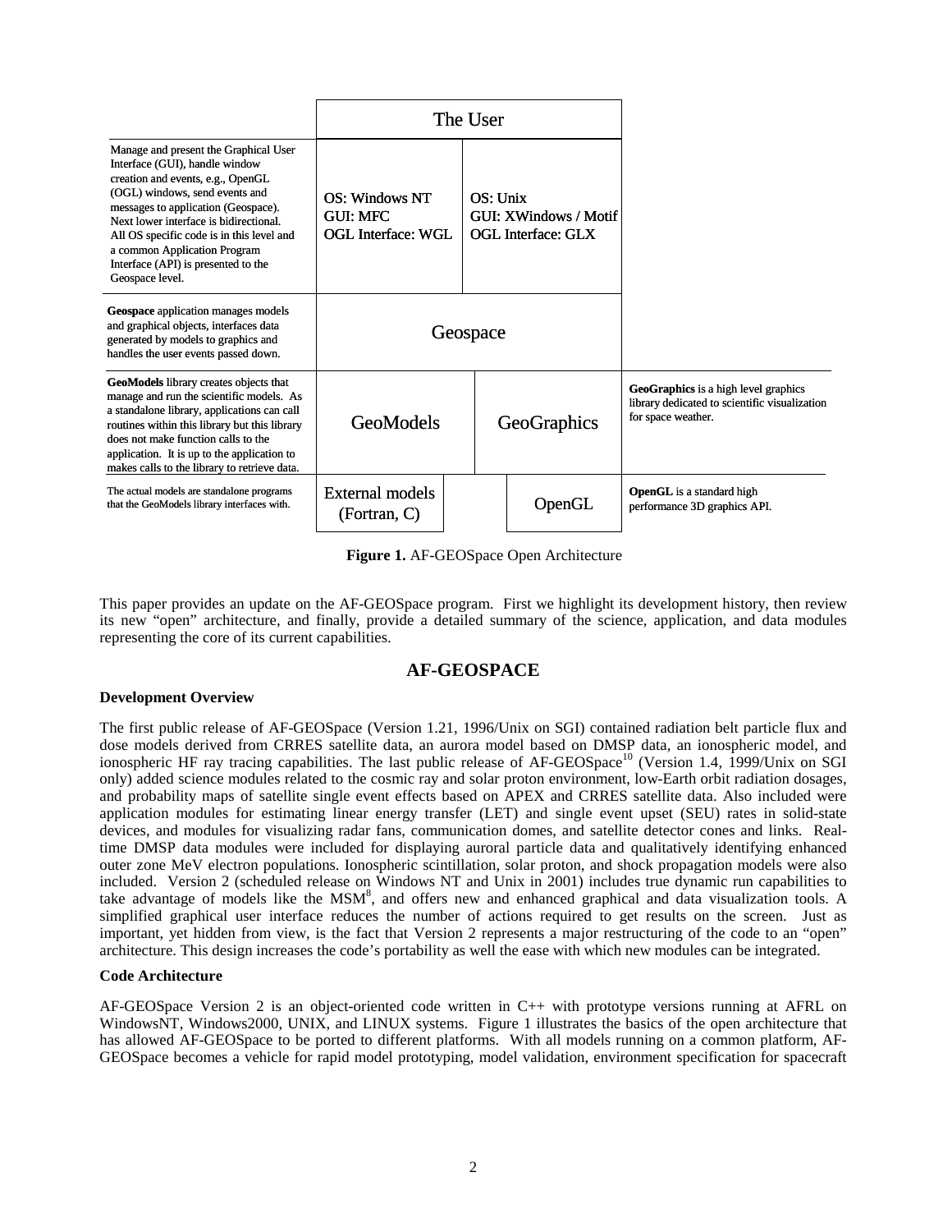| | The User | | |
|---|---|---|---|
| Manage and present the Graphical User Interface (GUI), handle window creation and events, e.g., OpenGL (OGL) windows, send events and messages to application (Geospace). Next lower interface is bidirectional. All OS specific code is in this level and a common Application Program Interface (API) is presented to the Geospace level. | OS: Windows NT<br>GUI: MFC<br>OGL Interface: WGL | OS: Unix<br>GUI: XWindows / Motif<br>OGL Interface: GLX | |
| **Geospace** application manages models and graphical objects, interfaces data generated by models to graphics and handles the user events passed down. | Geospace | | |
| **GeoModels** library creates objects that manage and run the scientific models. As a standalone library, applications can call routines within this library but this library does not make function calls to the application. It is up to the application to makes calls to the library to retrieve data. | GeoModels | GeoGraphics | **GeoGraphics** is a high level graphics library dedicated to scientific visualization for space weather. |
| The actual models are standalone programs that the GeoModels library interfaces with. | External models (Fortran, C) | OpenGL | **OpenGL** is a standard high performance 3D graphics API. |

**Figure 1.** AF-GEOSpace Open Architecture

This paper provides an update on the AF-GEOSpace program. First we highlight its development history, then review its new "open" architecture, and finally, provide a detailed summary of the science, application, and data modules representing the core of its current capabilities.

## AF-GEOSPACE

### Development Overview

The first public release of AF-GEOSpace (Version 1.21, 1996/Unix on SGI) contained radiation belt particle flux and dose models derived from CRRES satellite data, an aurora model based on DMSP data, an ionospheric model, and ionospheric HF ray tracing capabilities. The last public release of AF-GEOSpace[10] (Version 1.4, 1999/Unix on SGI only) added science modules related to the cosmic ray and solar proton environment, low-Earth orbit radiation dosages, and probability maps of satellite single event effects based on APEX and CRRES satellite data. Also included were application modules for estimating linear energy transfer (LET) and single event upset (SEU) rates in solid-state devices, and modules for visualizing radar fans, communication domes, and satellite detector cones and links. Real-time DMSP data modules were included for displaying auroral particle data and qualitatively identifying enhanced outer zone MeV electron populations. Ionospheric scintillation, solar proton, and shock propagation models were also included. Version 2 (scheduled release on Windows NT and Unix in 2001) includes true dynamic run capabilities to take advantage of models like the MSM[8], and offers new and enhanced graphical and data visualization tools. A simplified graphical user interface reduces the number of actions required to get results on the screen. Just as important, yet hidden from view, is the fact that Version 2 represents a major restructuring of the code to an "open" architecture. This design increases the code's portability as well the ease with which new modules can be integrated.

### Code Architecture

AF-GEOSpace Version 2 is an object-oriented code written in C++ with prototype versions running at AFRL on WindowsNT, Windows2000, UNIX, and LINUX systems. Figure 1 illustrates the basics of the open architecture that has allowed AF-GEOSpace to be ported to different platforms. With all models running on a common platform, AF-GEOSpace becomes a vehicle for rapid model prototyping, model validation, environment specification for spacecraft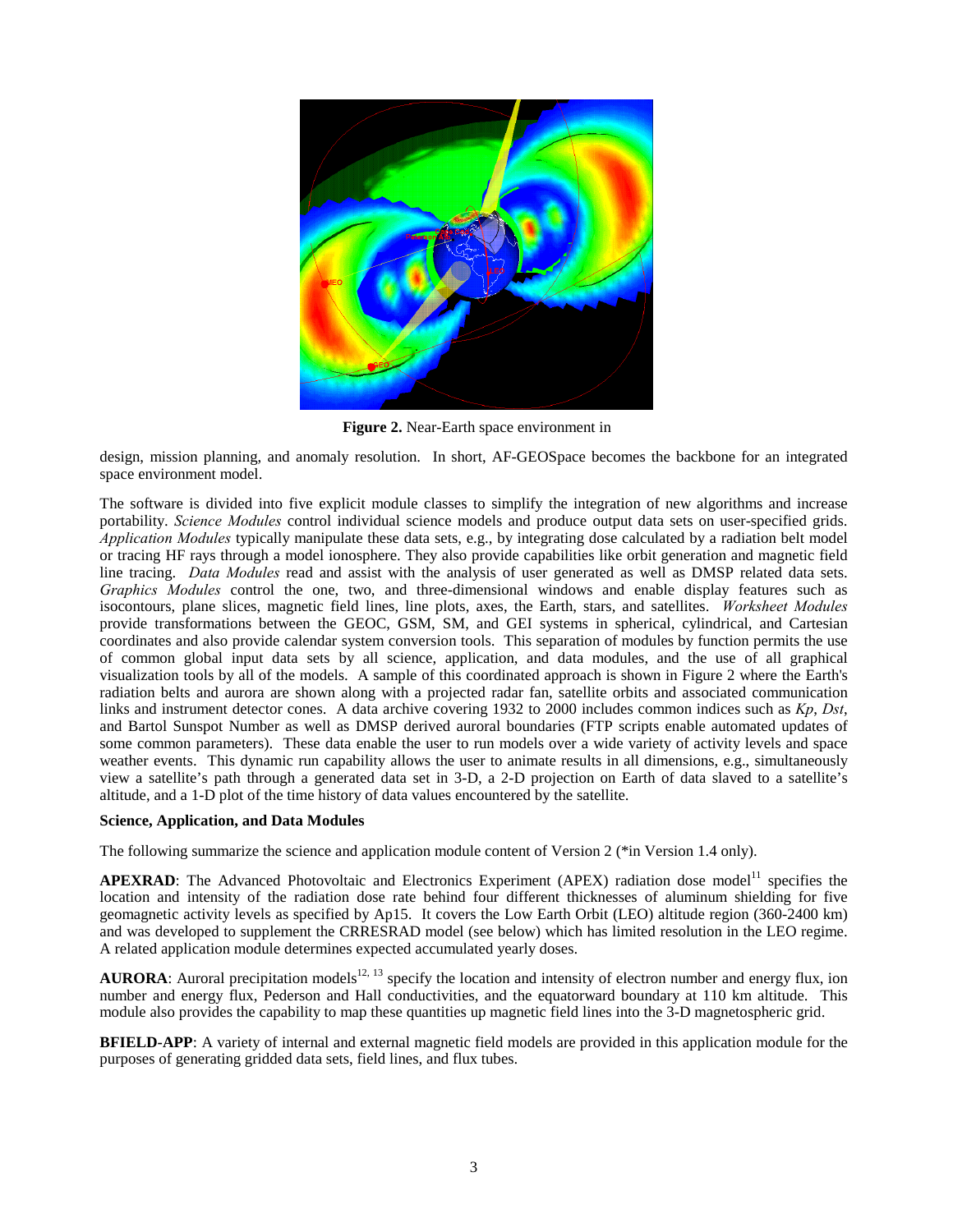**Figure 2.** Near-Earth space environment in

design, mission planning, and anomaly resolution. In short, AF-GEOSpace becomes the backbone for an integrated space environment model.

The software is divided into five explicit module classes to simplify the integration of new algorithms and increase portability. *Science Modules* control individual science models and produce output data sets on user-specified grids. *Application Modules* typically manipulate these data sets, e.g., by integrating dose calculated by a radiation belt model or tracing HF rays through a model ionosphere. They also provide capabilities like orbit generation and magnetic field line tracing. *Data Modules* read and assist with the analysis of user generated as well as DMSP related data sets. *Graphics Modules* control the one, two, and three-dimensional windows and enable display features such as isocontours, plane slices, magnetic field lines, line plots, axes, the Earth, stars, and satellites. *Worksheet Modules* provide transformations between the GEOC, GSM, SM, and GEI systems in spherical, cylindrical, and Cartesian coordinates and also provide calendar system conversion tools. This separation of modules by function permits the use of common global input data sets by all science, application, and data modules, and the use of all graphical visualization tools by all of the models. A sample of this coordinated approach is shown in Figure 2 where the Earth's radiation belts and aurora are shown along with a projected radar fan, satellite orbits and associated communication links and instrument detector cones. A data archive covering 1932 to 2000 includes common indices such as *Kp*, *Dst*, and Bartol Sunspot Number as well as DMSP derived auroral boundaries (FTP scripts enable automated updates of some common parameters). These data enable the user to run models over a wide variety of activity levels and space weather events. This dynamic run capability allows the user to animate results in all dimensions, e.g., simultaneously view a satellite's path through a generated data set in 3-D, a 2-D projection on Earth of data slaved to a satellite's altitude, and a 1-D plot of the time history of data values encountered by the satellite.

**Science, Application, and Data Modules**

The following summarize the science and application module content of Version 2 (*in Version 1.4 only).

**APEXRAD**: The Advanced Photovoltaic and Electronics Experiment (APEX) radiation dose model[11] specifies the location and intensity of the radiation dose rate behind four different thicknesses of aluminum shielding for five geomagnetic activity levels as specified by Ap15. It covers the Low Earth Orbit (LEO) altitude region (360-2400 km) and was developed to supplement the CRRESRAD model (see below) which has limited resolution in the LEO regime. A related application module determines expected accumulated yearly doses.

**AURORA**: Auroral precipitation models[12, 13] specify the location and intensity of electron number and energy flux, ion number and energy flux, Pederson and Hall conductivities, and the equatorward boundary at 110 km altitude. This module also provides the capability to map these quantities up magnetic field lines into the 3-D magnetospheric grid.

**BFIELD-APP**: A variety of internal and external magnetic field models are provided in this application module for the purposes of generating gridded data sets, field lines, and flux tubes.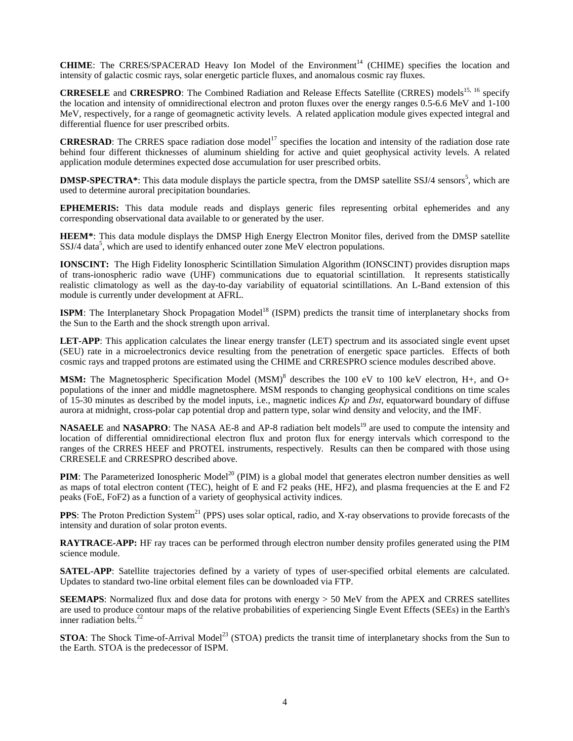**CHIME**: The CRRES/SPACERAD Heavy Ion Model of the Environment[14] (CHIME) specifies the location and intensity of galactic cosmic rays, solar energetic particle fluxes, and anomalous cosmic ray fluxes.

**CRRESELE** and **CRRESPRO**: The Combined Radiation and Release Effects Satellite (CRRES) models[15, 16] specify the location and intensity of omnidirectional electron and proton fluxes over the energy ranges 0.5-6.6 MeV and 1-100 MeV, respectively, for a range of geomagnetic activity levels. A related application module gives expected integral and differential fluence for user prescribed orbits.

**CRRESRAD**: The CRRES space radiation dose model[17] specifies the location and intensity of the radiation dose rate behind four different thicknesses of aluminum shielding for active and quiet geophysical activity levels. A related application module determines expected dose accumulation for user prescribed orbits.

**DMSP-SPECTRA***: This data module displays the particle spectra, from the DMSP satellite SSJ/4 sensors[5], which are used to determine auroral precipitation boundaries.

**EPHEMERIS:** This data module reads and displays generic files representing orbital ephemerides and any corresponding observational data available to or generated by the user.

**HEEM***: This data module displays the DMSP High Energy Electron Monitor files, derived from the DMSP satellite SSJ/4 data[5], which are used to identify enhanced outer zone MeV electron populations.

**IONSCINT:** The High Fidelity Ionospheric Scintillation Simulation Algorithm (IONSCINT) provides disruption maps of trans-ionospheric radio wave (UHF) communications due to equatorial scintillation. It represents statistically realistic climatology as well as the day-to-day variability of equatorial scintillations. An L-Band extension of this module is currently under development at AFRL.

**ISPM**: The Interplanetary Shock Propagation Model[18] (ISPM) predicts the transit time of interplanetary shocks from the Sun to the Earth and the shock strength upon arrival.

**LET-APP**: This application calculates the linear energy transfer (LET) spectrum and its associated single event upset (SEU) rate in a microelectronics device resulting from the penetration of energetic space particles. Effects of both cosmic rays and trapped protons are estimated using the CHIME and CRRESPRO science modules described above.

**MSM:** The Magnetospheric Specification Model (MSM)[8] describes the 100 eV to 100 keV electron, H+, and O+ populations of the inner and middle magnetosphere. MSM responds to changing geophysical conditions on time scales of 15-30 minutes as described by the model inputs, i.e., magnetic indices *Kp* and *Dst*, equatorward boundary of diffuse aurora at midnight, cross-polar cap potential drop and pattern type, solar wind density and velocity, and the IMF.

**NASAELE** and **NASAPRO**: The NASA AE-8 and AP-8 radiation belt models[19] are used to compute the intensity and location of differential omnidirectional electron flux and proton flux for energy intervals which correspond to the ranges of the CRRES HEEF and PROTEL instruments, respectively. Results can then be compared with those using CRRESELE and CRRESPRO described above.

**PIM**: The Parameterized Ionospheric Model[20] (PIM) is a global model that generates electron number densities as well as maps of total electron content (TEC), height of E and F2 peaks (HE, HF2), and plasma frequencies at the E and F2 peaks (FoE, FoF2) as a function of a variety of geophysical activity indices.

**PPS**: The Proton Prediction System[21] (PPS) uses solar optical, radio, and X-ray observations to provide forecasts of the intensity and duration of solar proton events.

**RAYTRACE-APP:** HF ray traces can be performed through electron number density profiles generated using the PIM science module.

**SATEL-APP**: Satellite trajectories defined by a variety of types of user-specified orbital elements are calculated. Updates to standard two-line orbital element files can be downloaded via FTP.

**SEEMAPS**: Normalized flux and dose data for protons with energy > 50 MeV from the APEX and CRRES satellites are used to produce contour maps of the relative probabilities of experiencing Single Event Effects (SEEs) in the Earth's inner radiation belts.[22]

**STOA**: The Shock Time-of-Arrival Model[23] (STOA) predicts the transit time of interplanetary shocks from the Sun to the Earth. STOA is the predecessor of ISPM.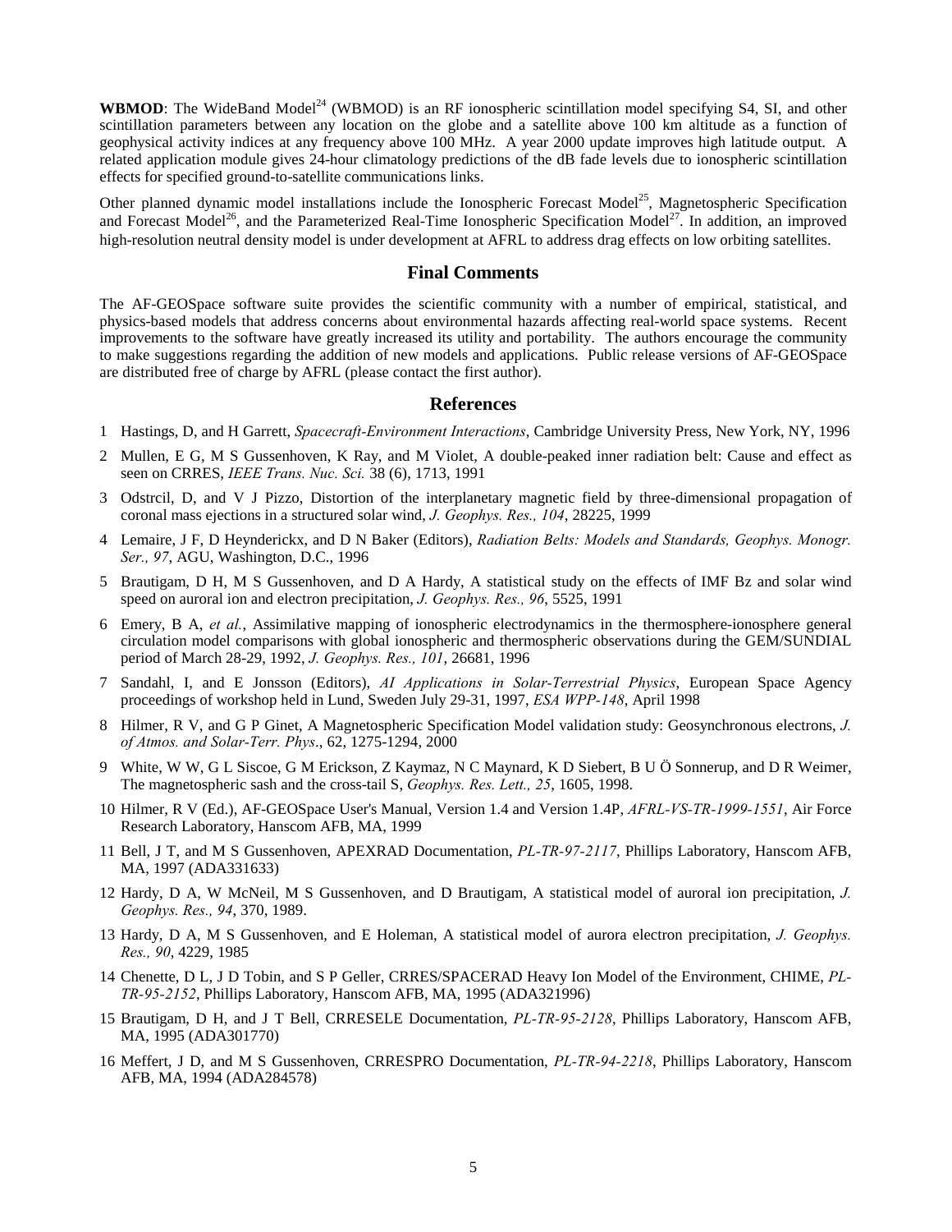**WBMOD**: The WideBand Model[24] (WBMOD) is an RF ionospheric scintillation model specifying S4, SI, and other scintillation parameters between any location on the globe and a satellite above 100 km altitude as a function of geophysical activity indices at any frequency above 100 MHz. A year 2000 update improves high latitude output. A related application module gives 24-hour climatology predictions of the dB fade levels due to ionospheric scintillation effects for specified ground-to-satellite communications links.

Other planned dynamic model installations include the Ionospheric Forecast Model[25], Magnetospheric Specification and Forecast Model[26], and the Parameterized Real-Time Ionospheric Specification Model[27]. In addition, an improved high-resolution neutral density model is under development at AFRL to address drag effects on low orbiting satellites.

## Final Comments

The AF-GEOSpace software suite provides the scientific community with a number of empirical, statistical, and physics-based models that address concerns about environmental hazards affecting real-world space systems. Recent improvements to the software have greatly increased its utility and portability. The authors encourage the community to make suggestions regarding the addition of new models and applications. Public release versions of AF-GEOSpace are distributed free of charge by AFRL (please contact the first author).

## References

1 Hastings, D, and H Garrett, *Spacecraft-Environment Interactions*, Cambridge University Press, New York, NY, 1996

2 Mullen, E G, M S Gussenhoven, K Ray, and M Violet, A double-peaked inner radiation belt: Cause and effect as seen on CRRES, *IEEE Trans. Nuc. Sci.* 38 (6), 1713, 1991

3 Odstrcil, D, and V J Pizzo, Distortion of the interplanetary magnetic field by three-dimensional propagation of coronal mass ejections in a structured solar wind, *J. Geophys. Res., 104*, 28225, 1999

4 Lemaire, J F, D Heynderickx, and D N Baker (Editors), *Radiation Belts: Models and Standards, Geophys. Monogr. Ser., 97*, AGU, Washington, D.C., 1996

5 Brautigam, D H, M S Gussenhoven, and D A Hardy, A statistical study on the effects of IMF Bz and solar wind speed on auroral ion and electron precipitation, *J. Geophys. Res., 96*, 5525, 1991

6 Emery, B A, *et al.*, Assimilative mapping of ionospheric electrodynamics in the thermosphere-ionosphere general circulation model comparisons with global ionospheric and thermospheric observations during the GEM/SUNDIAL period of March 28-29, 1992, *J. Geophys. Res., 101*, 26681, 1996

7 Sandahl, I, and E Jonsson (Editors), *AI Applications in Solar-Terrestrial Physics*, European Space Agency proceedings of workshop held in Lund, Sweden July 29-31, 1997, *ESA WPP-148*, April 1998

8 Hilmer, R V, and G P Ginet, A Magnetospheric Specification Model validation study: Geosynchronous electrons, *J. of Atmos. and Solar-Terr. Phys*., 62, 1275-1294, 2000

9 White, W W, G L Siscoe, G M Erickson, Z Kaymaz, N C Maynard, K D Siebert, B U Ö Sonnerup, and D R Weimer, The magnetospheric sash and the cross-tail S, *Geophys. Res. Lett., 25*, 1605, 1998.

10 Hilmer, R V (Ed.), AF-GEOSpace User's Manual, Version 1.4 and Version 1.4P, *AFRL-VS-TR-1999-1551*, Air Force Research Laboratory, Hanscom AFB, MA, 1999

11 Bell, J T, and M S Gussenhoven, APEXRAD Documentation, *PL-TR-97-2117*, Phillips Laboratory, Hanscom AFB, MA, 1997 (ADA331633)

12 Hardy, D A, W McNeil, M S Gussenhoven, and D Brautigam, A statistical model of auroral ion precipitation, *J. Geophys. Res., 94*, 370, 1989.

13 Hardy, D A, M S Gussenhoven, and E Holeman, A statistical model of aurora electron precipitation, *J. Geophys. Res., 90*, 4229, 1985

14 Chenette, D L, J D Tobin, and S P Geller, CRRES/SPACERAD Heavy Ion Model of the Environment, CHIME, *PL-TR-95-2152*, Phillips Laboratory, Hanscom AFB, MA, 1995 (ADA321996)

15 Brautigam, D H, and J T Bell, CRRESELE Documentation, *PL-TR-95-2128*, Phillips Laboratory, Hanscom AFB, MA, 1995 (ADA301770)

16 Meffert, J D, and M S Gussenhoven, CRRESPRO Documentation, *PL-TR-94-2218*, Phillips Laboratory, Hanscom AFB, MA, 1994 (ADA284578)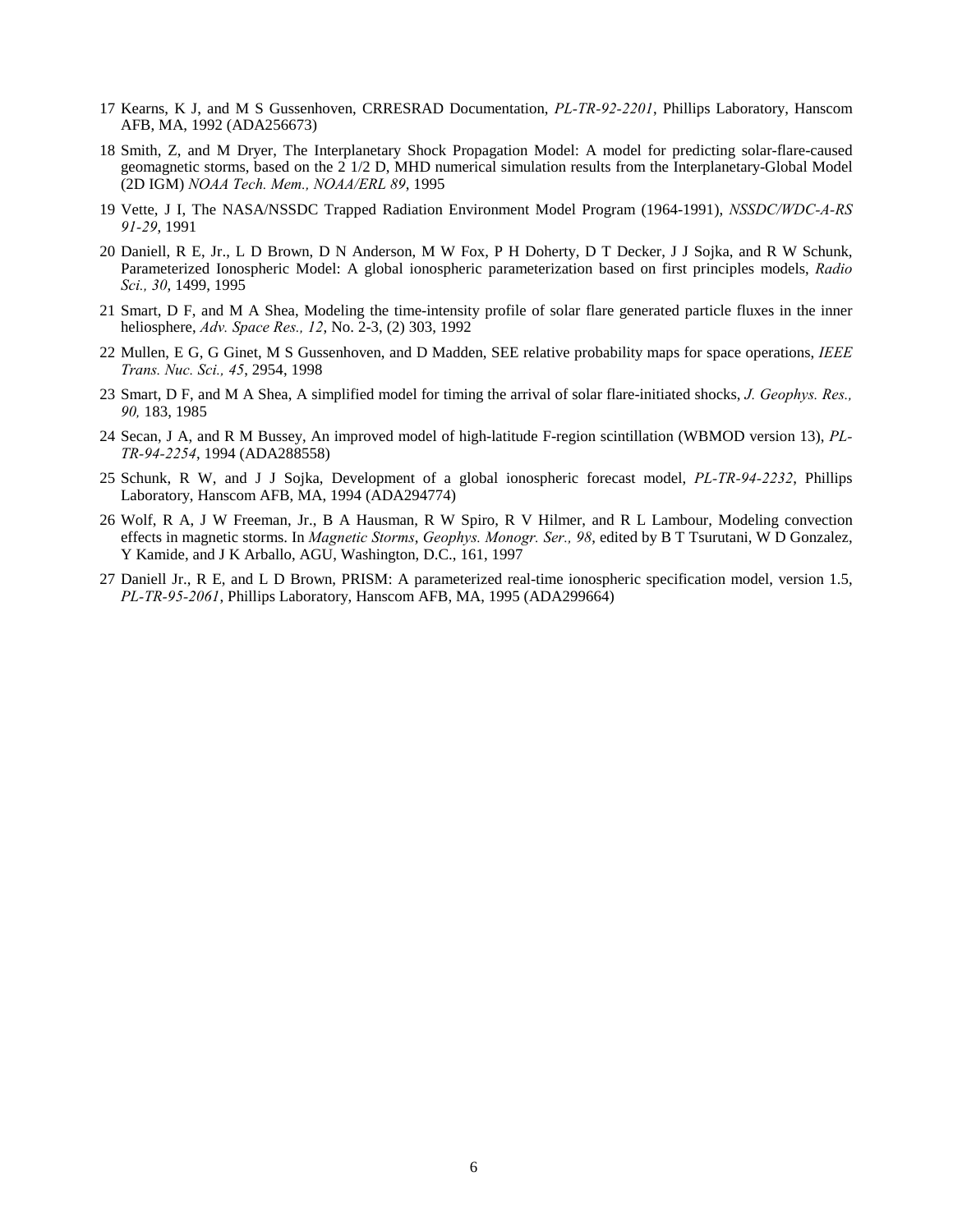17 Kearns, K J, and M S Gussenhoven, CRRESRAD Documentation, *PL-TR-92-2201*, Phillips Laboratory, Hanscom AFB, MA, 1992 (ADA256673)

18 Smith, Z, and M Dryer, The Interplanetary Shock Propagation Model: A model for predicting solar-flare-caused geomagnetic storms, based on the 2 1/2 D, MHD numerical simulation results from the Interplanetary-Global Model (2D IGM) *NOAA Tech. Mem., NOAA/ERL 89*, 1995

19 Vette, J I, The NASA/NSSDC Trapped Radiation Environment Model Program (1964-1991), *NSSDC/WDC-A-RS 91-29*, 1991

20 Daniell, R E, Jr., L D Brown, D N Anderson, M W Fox, P H Doherty, D T Decker, J J Sojka, and R W Schunk, Parameterized Ionospheric Model: A global ionospheric parameterization based on first principles models, *Radio Sci., 30*, 1499, 1995

21 Smart, D F, and M A Shea, Modeling the time-intensity profile of solar flare generated particle fluxes in the inner heliosphere, *Adv. Space Res., 12*, No. 2-3, (2) 303, 1992

22 Mullen, E G, G Ginet, M S Gussenhoven, and D Madden, SEE relative probability maps for space operations, *IEEE Trans. Nuc. Sci., 45*, 2954, 1998

23 Smart, D F, and M A Shea, A simplified model for timing the arrival of solar flare-initiated shocks, *J. Geophys. Res., 90,* 183, 1985

24 Secan, J A, and R M Bussey, An improved model of high-latitude F-region scintillation (WBMOD version 13), *PL-TR-94-2254*, 1994 (ADA288558)

25 Schunk, R W, and J J Sojka, Development of a global ionospheric forecast model, *PL-TR-94-2232*, Phillips Laboratory, Hanscom AFB, MA, 1994 (ADA294774)

26 Wolf, R A, J W Freeman, Jr., B A Hausman, R W Spiro, R V Hilmer, and R L Lambour, Modeling convection effects in magnetic storms. In *Magnetic Storms*, *Geophys. Monogr. Ser., 98*, edited by B T Tsurutani, W D Gonzalez, Y Kamide, and J K Arballo, AGU, Washington, D.C., 161, 1997

27 Daniell Jr., R E, and L D Brown, PRISM: A parameterized real-time ionospheric specification model, version 1.5, *PL-TR-95-2061*, Phillips Laboratory, Hanscom AFB, MA, 1995 (ADA299664)